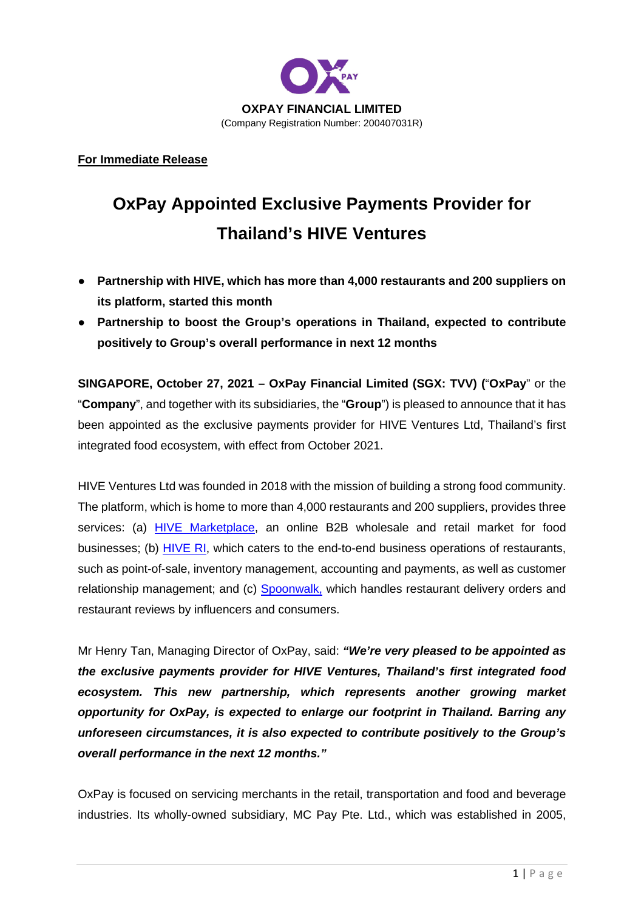**OXPAY FINANCIAL LIMITED**
(Company Registration Number: 200407031R)

**For Immediate Release**

# OxPay Appointed Exclusive Payments Provider for Thailand's HIVE Ventures

- **Partnership with HIVE, which has more than 4,000 restaurants and 200 suppliers on its platform, started this month**
- **Partnership to boost the Group's operations in Thailand, expected to contribute positively to Group's overall performance in next 12 months**

**SINGAPORE, October 27, 2021 – OxPay Financial Limited (SGX: TVV) (**"**OxPay**" or the "**Company**", and together with its subsidiaries, the "**Group**") is pleased to announce that it has been appointed as the exclusive payments provider for HIVE Ventures Ltd, Thailand's first integrated food ecosystem, with effect from October 2021.

HIVE Ventures Ltd was founded in 2018 with the mission of building a strong food community. The platform, which is home to more than 4,000 restaurants and 200 suppliers, provides three services: (a) HIVE Marketplace, an online B2B wholesale and retail market for food businesses; (b) HIVE RI, which caters to the end-to-end business operations of restaurants, such as point-of-sale, inventory management, accounting and payments, as well as customer relationship management; and (c) Spoonwalk, which handles restaurant delivery orders and restaurant reviews by influencers and consumers.

Mr Henry Tan, Managing Director of OxPay, said: ***"We're very pleased to be appointed as the exclusive payments provider for HIVE Ventures, Thailand's first integrated food ecosystem. This new partnership, which represents another growing market opportunity for OxPay, is expected to enlarge our footprint in Thailand. Barring any unforeseen circumstances, it is also expected to contribute positively to the Group's overall performance in the next 12 months."***

OxPay is focused on servicing merchants in the retail, transportation and food and beverage industries. Its wholly-owned subsidiary, MC Pay Pte. Ltd., which was established in 2005,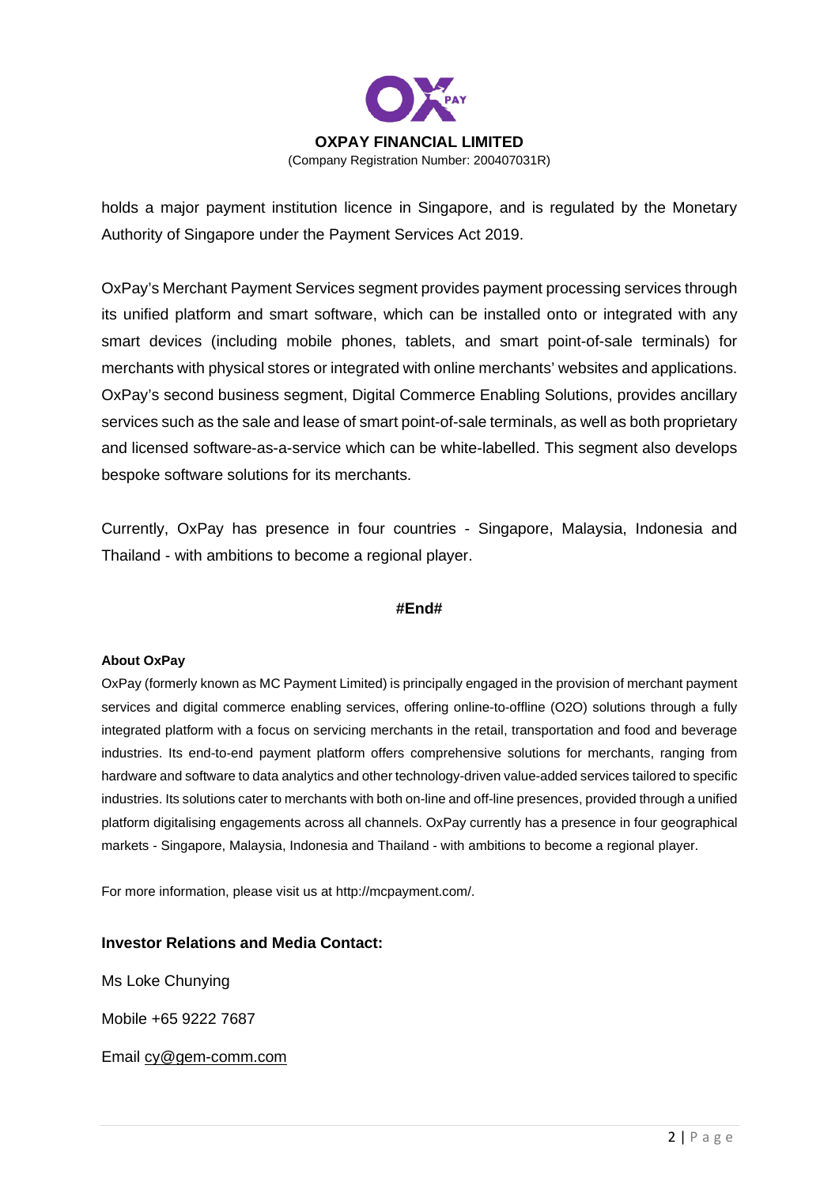holds a major payment institution licence in Singapore, and is regulated by the Monetary Authority of Singapore under the Payment Services Act 2019.

OxPay's Merchant Payment Services segment provides payment processing services through its unified platform and smart software, which can be installed onto or integrated with any smart devices (including mobile phones, tablets, and smart point-of-sale terminals) for merchants with physical stores or integrated with online merchants' websites and applications. OxPay's second business segment, Digital Commerce Enabling Solutions, provides ancillary services such as the sale and lease of smart point-of-sale terminals, as well as both proprietary and licensed software-as-a-service which can be white-labelled. This segment also develops bespoke software solutions for its merchants.

Currently, OxPay has presence in four countries - Singapore, Malaysia, Indonesia and Thailand - with ambitions to become a regional player.

**#End#**

**About OxPay**

OxPay (formerly known as MC Payment Limited) is principally engaged in the provision of merchant payment services and digital commerce enabling services, offering online-to-offline (O2O) solutions through a fully integrated platform with a focus on servicing merchants in the retail, transportation and food and beverage industries. Its end-to-end payment platform offers comprehensive solutions for merchants, ranging from hardware and software to data analytics and other technology-driven value-added services tailored to specific industries. Its solutions cater to merchants with both on-line and off-line presences, provided through a unified platform digitalising engagements across all channels. OxPay currently has a presence in four geographical markets - Singapore, Malaysia, Indonesia and Thailand - with ambitions to become a regional player.

For more information, please visit us at http://mcpayment.com/.

**Investor Relations and Media Contact:**

Ms Loke Chunying

Mobile +65 9222 7687

Email cy@gem-comm.com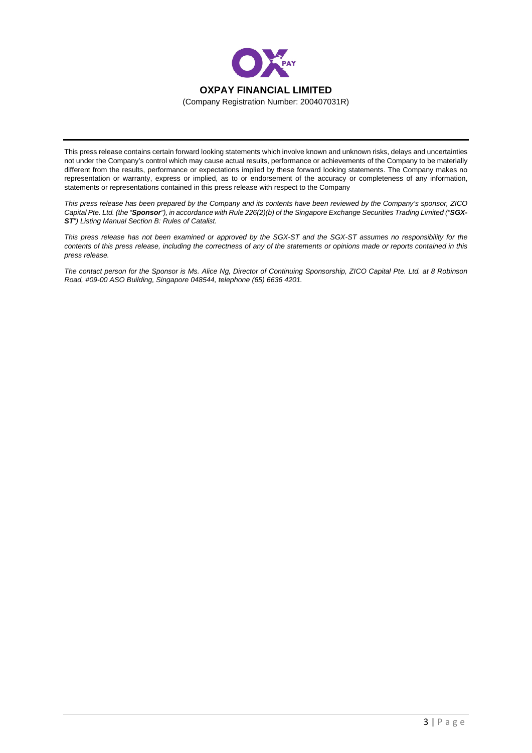**OXPAY FINANCIAL LIMITED**

(Company Registration Number: 200407031R)

---

This press release contains certain forward looking statements which involve known and unknown risks, delays and uncertainties not under the Company's control which may cause actual results, performance or achievements of the Company to be materially different from the results, performance or expectations implied by these forward looking statements. The Company makes no representation or warranty, express or implied, as to or endorsement of the accuracy or completeness of any information, statements or representations contained in this press release with respect to the Company

*This press release has been prepared by the Company and its contents have been reviewed by the Company's sponsor, ZICO Capital Pte. Ltd. (the "**Sponsor**"), in accordance with Rule 226(2)(b) of the Singapore Exchange Securities Trading Limited ("**SGX-ST**") Listing Manual Section B: Rules of Catalist.*

*This press release has not been examined or approved by the SGX-ST and the SGX-ST assumes no responsibility for the contents of this press release, including the correctness of any of the statements or opinions made or reports contained in this press release.*

*The contact person for the Sponsor is Ms. Alice Ng, Director of Continuing Sponsorship, ZICO Capital Pte. Ltd. at 8 Robinson Road, #09-00 ASO Building, Singapore 048544, telephone (65) 6636 4201.*